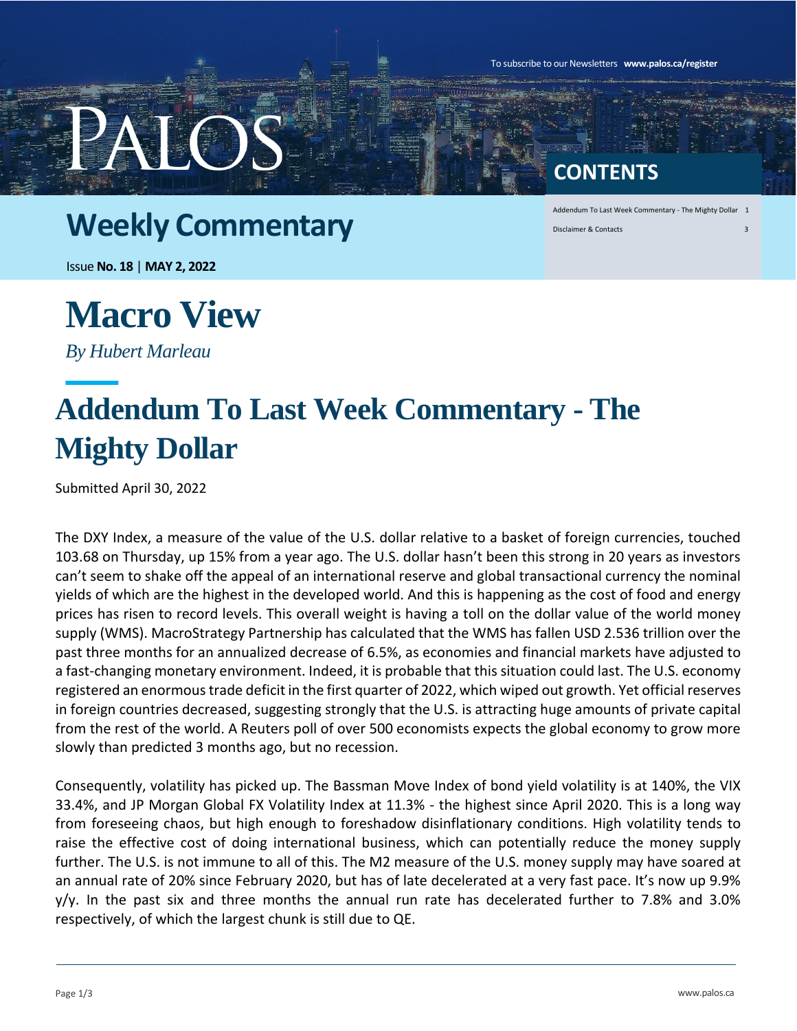To subscribe to our Newsletters **www.palos.ca/register**

PALOS

# Weekly Commentary

Issue **No. 18** | **MAY 2, 2022**

## CONTENTS

Addendum To Last Week Commentary - The Mighty Dollar 1

Disclaimer & Contacts 3

# Macro View

*By Hubert Marleau*

## Addendum To Last Week Commentary - The Mighty Dollar

Submitted April 30, 2022

The DXY Index, a measure of the value of the U.S. dollar relative to a basket of foreign currencies, touched 103.68 on Thursday, up 15% from a year ago. The U.S. dollar hasn't been this strong in 20 years as investors can't seem to shake off the appeal of an international reserve and global transactional currency the nominal yields of which are the highest in the developed world. And this is happening as the cost of food and energy prices has risen to record levels. This overall weight is having a toll on the dollar value of the world money supply (WMS). MacroStrategy Partnership has calculated that the WMS has fallen USD 2.536 trillion over the past three months for an annualized decrease of 6.5%, as economies and financial markets have adjusted to a fast-changing monetary environment. Indeed, it is probable that this situation could last. The U.S. economy registered an enormous trade deficit in the first quarter of 2022, which wiped out growth. Yet official reserves in foreign countries decreased, suggesting strongly that the U.S. is attracting huge amounts of private capital from the rest of the world. A Reuters poll of over 500 economists expects the global economy to grow more slowly than predicted 3 months ago, but no recession.

Consequently, volatility has picked up. The Bassman Move Index of bond yield volatility is at 140%, the VIX 33.4%, and JP Morgan Global FX Volatility Index at 11.3% - the highest since April 2020. This is a long way from foreseeing chaos, but high enough to foreshadow disinflationary conditions. High volatility tends to raise the effective cost of doing international business, which can potentially reduce the money supply further. The U.S. is not immune to all of this. The M2 measure of the U.S. money supply may have soared at an annual rate of 20% since February 2020, but has of late decelerated at a very fast pace. It's now up 9.9% y/y. In the past six and three months the annual run rate has decelerated further to 7.8% and 3.0% respectively, of which the largest chunk is still due to QE.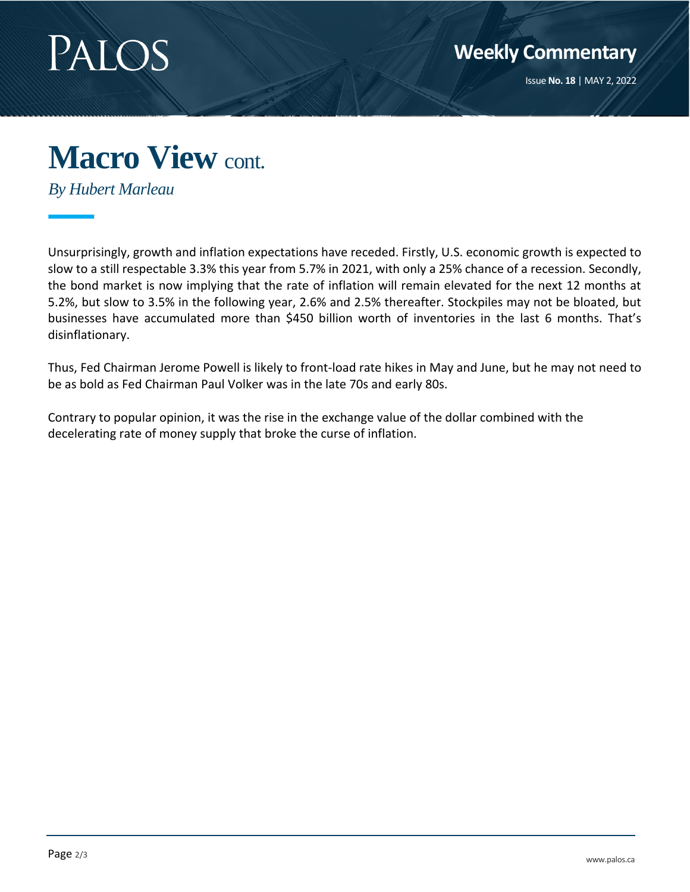# Macro View cont.

*By Hubert Marleau*

Unsurprisingly, growth and inflation expectations have receded. Firstly, U.S. economic growth is expected to slow to a still respectable 3.3% this year from 5.7% in 2021, with only a 25% chance of a recession. Secondly, the bond market is now implying that the rate of inflation will remain elevated for the next 12 months at 5.2%, but slow to 3.5% in the following year, 2.6% and 2.5% thereafter. Stockpiles may not be bloated, but businesses have accumulated more than $450 billion worth of inventories in the last 6 months. That's disinflationary.

Thus, Fed Chairman Jerome Powell is likely to front-load rate hikes in May and June, but he may not need to be as bold as Fed Chairman Paul Volker was in the late 70s and early 80s.

Contrary to popular opinion, it was the rise in the exchange value of the dollar combined with the decelerating rate of money supply that broke the curse of inflation.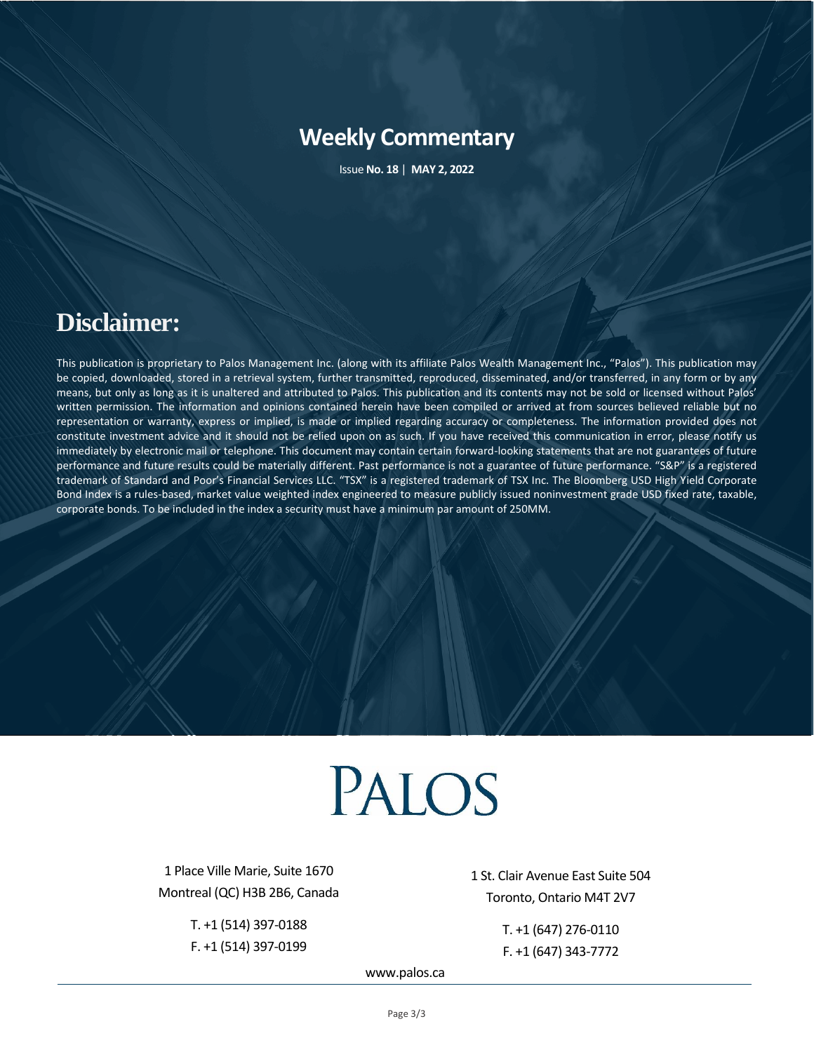# Weekly Commentary

Issue **No. 18** | **MAY 2, 2022**

## Disclaimer:

This publication is proprietary to Palos Management Inc. (along with its affiliate Palos Wealth Management Inc., "Palos"). This publication may be copied, downloaded, stored in a retrieval system, further transmitted, reproduced, disseminated, and/or transferred, in any form or by any means, but only as long as it is unaltered and attributed to Palos. This publication and its contents may not be sold or licensed without Palos' written permission. The information and opinions contained herein have been compiled or arrived at from sources believed reliable but no representation or warranty, express or implied, is made or implied regarding accuracy or completeness. The information provided does not constitute investment advice and it should not be relied upon on as such. If you have received this communication in error, please notify us immediately by electronic mail or telephone. This document may contain certain forward-looking statements that are not guarantees of future performance and future results could be materially different. Past performance is not a guarantee of future performance. "S&P" is a registered trademark of Standard and Poor's Financial Services LLC. "TSX" is a registered trademark of TSX Inc. The Bloomberg USD High Yield Corporate Bond Index is a rules-based, market value weighted index engineered to measure publicly issued noninvestment grade USD fixed rate, taxable, corporate bonds. To be included in the index a security must have a minimum par amount of 250MM.

PALOS

1 Place Ville Marie, Suite 1670
Montreal (QC) H3B 2B6, Canada

T. +1 (514) 397-0188
F. +1 (514) 397-0199

1 St. Clair Avenue East Suite 504
Toronto, Ontario M4T 2V7

T. +1 (647) 276-0110
F. +1 (647) 343-7772

www.palos.ca